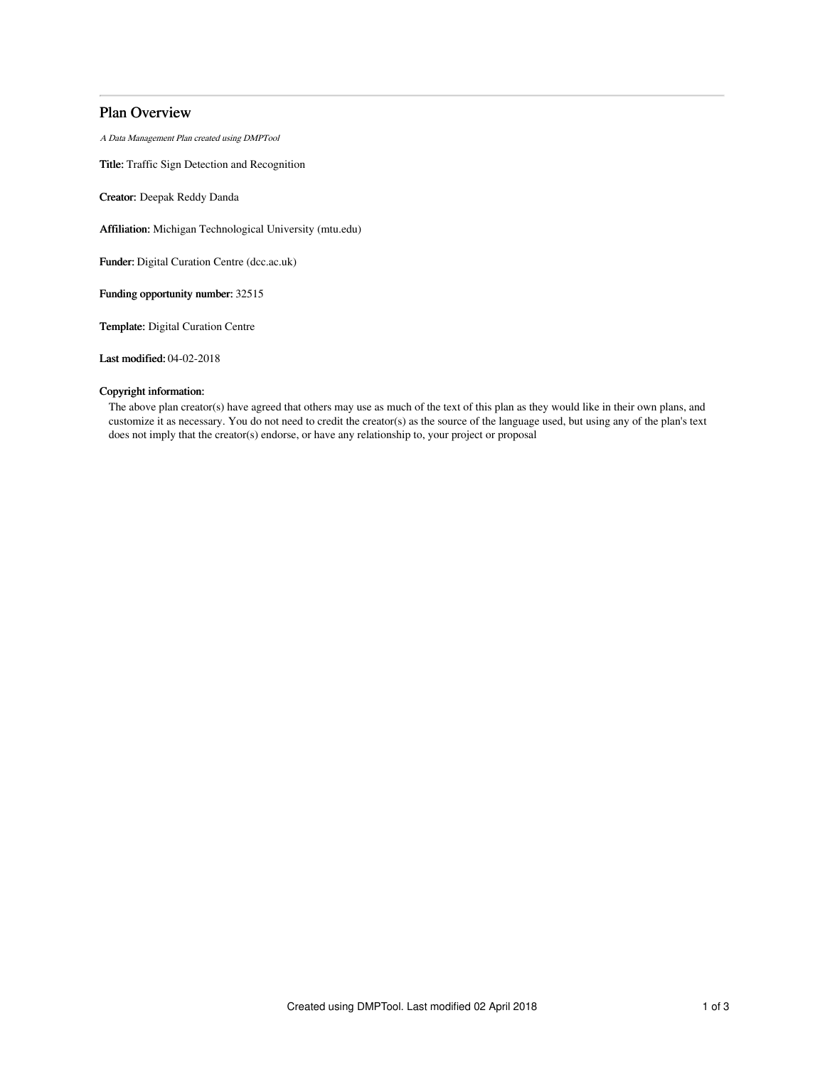# Plan Overview

*A Data Management Plan created using DMPTool*

**Title:** Traffic Sign Detection and Recognition

**Creator:** Deepak Reddy Danda

**Affiliation:** Michigan Technological University (mtu.edu)

**Funder:** Digital Curation Centre (dcc.ac.uk)

**Funding opportunity number:** 32515

**Template:** Digital Curation Centre

**Last modified:** 04-02-2018

**Copyright information:**

The above plan creator(s) have agreed that others may use as much of the text of this plan as they would like in their own plans, and customize it as necessary. You do not need to credit the creator(s) as the source of the language used, but using any of the plan's text does not imply that the creator(s) endorse, or have any relationship to, your project or proposal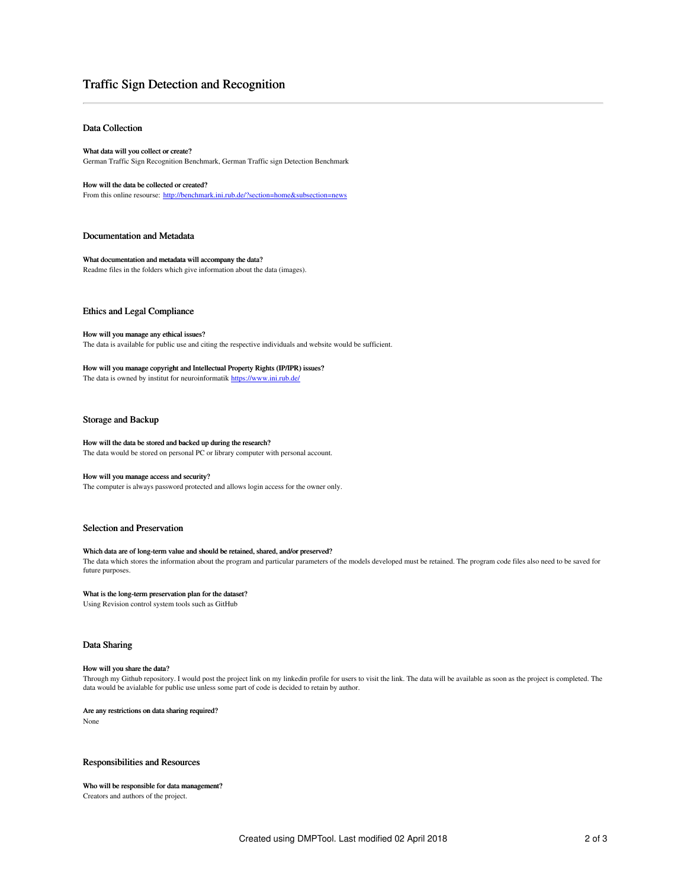# Traffic Sign Detection and Recognition

## Data Collection

**What data will you collect or create?**
German Traffic Sign Recognition Benchmark, German Traffic sign Detection Benchmark

**How will the data be collected or created?**
From this online resourse: [http://benchmark.ini.rub.de/?section=home&subsection=news](http://benchmark.ini.rub.de/?section=home&subsection=news)

## Documentation and Metadata

**What documentation and metadata will accompany the data?**
Readme files in the folders which give information about the data (images).

## Ethics and Legal Compliance

**How will you manage any ethical issues?**
The data is available for public use and citing the respective individuals and website would be sufficient.

**How will you manage copyright and Intellectual Property Rights (IP/IPR) issues?**
The data is owned by institut for neuroinformatik [https://www.ini.rub.de/](https://www.ini.rub.de/)

## Storage and Backup

**How will the data be stored and backed up during the research?**
The data would be stored on personal PC or library computer with personal account.

**How will you manage access and security?**
The computer is always password protected and allows login access for the owner only.

## Selection and Preservation

**Which data are of long-term value and should be retained, shared, and/or preserved?**
The data which stores the information about the program and particular parameters of the models developed must be retained. The program code files also need to be saved for future purposes.

**What is the long-term preservation plan for the dataset?**
Using Revision control system tools such as GitHub

## Data Sharing

**How will you share the data?**
Through my Github repository. I would post the project link on my linkedin profile for users to visit the link. The data will be available as soon as the project is completed. The data would be avialable for public use unless some part of code is decided to retain by author.

**Are any restrictions on data sharing required?**
None

## Responsibilities and Resources

**Who will be responsible for data management?**
Creators and authors of the project.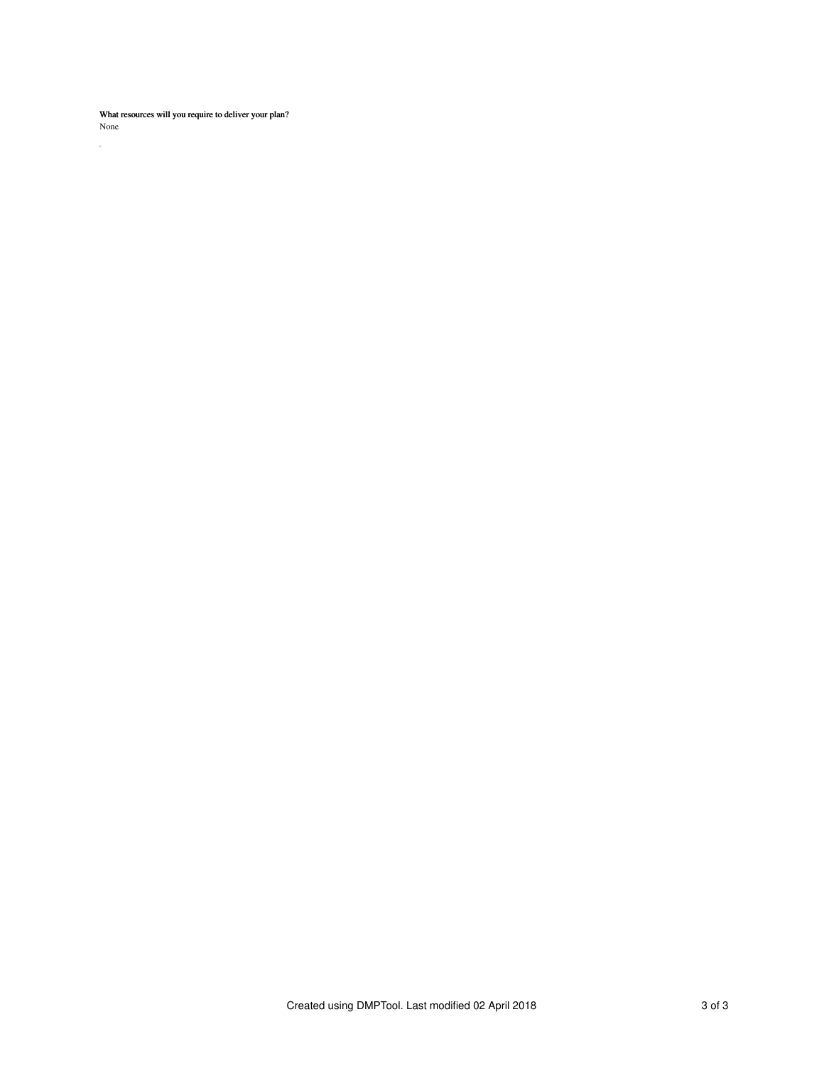**What resources will you require to deliver your plan?**

None